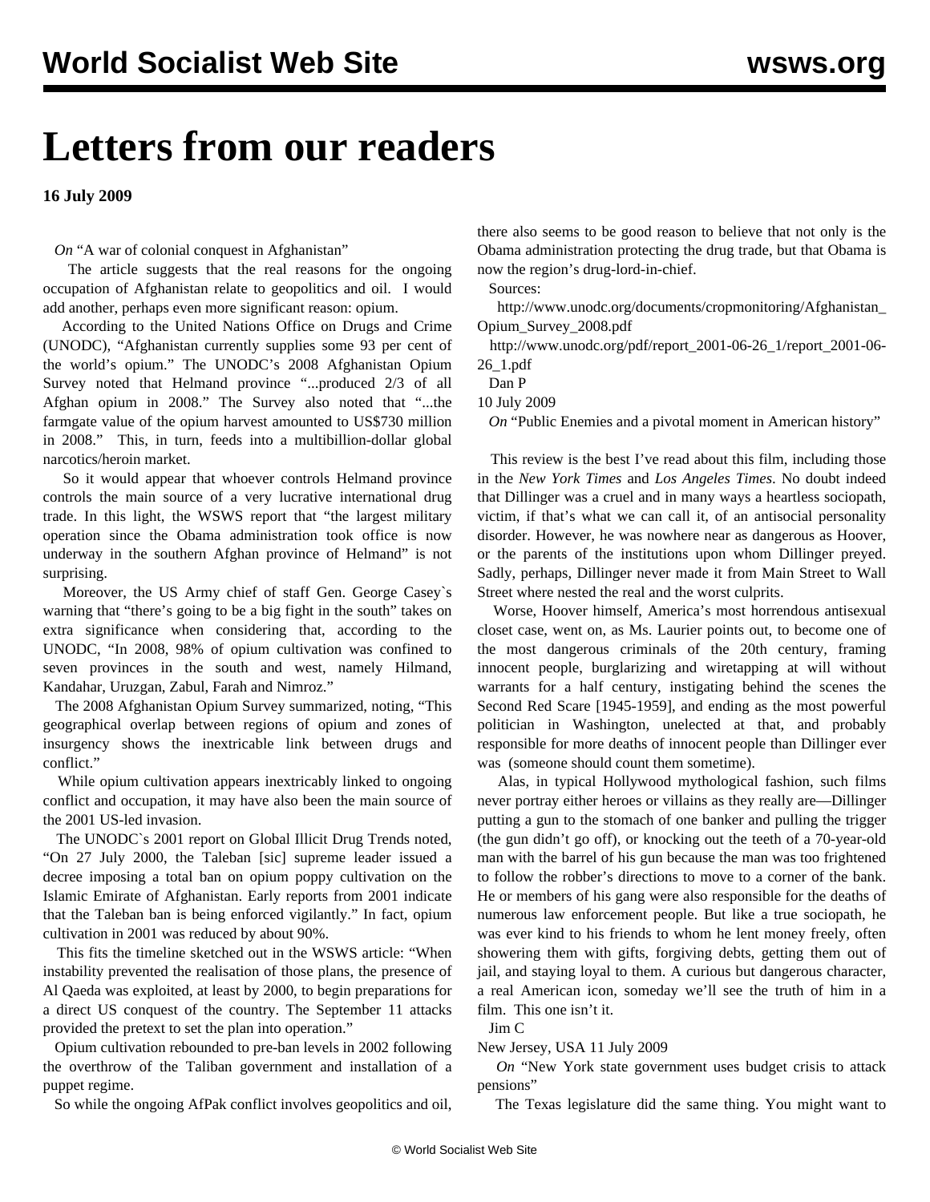# Letters from our readers

**16 July 2009**

*On* "A war of colonial conquest in Afghanistan"

The article suggests that the real reasons for the ongoing occupation of Afghanistan relate to geopolitics and oil. I would add another, perhaps even more significant reason: opium.

According to the United Nations Office on Drugs and Crime (UNODC), "Afghanistan currently supplies some 93 per cent of the world's opium." The UNODC's 2008 Afghanistan Opium Survey noted that Helmand province "...produced 2/3 of all Afghan opium in 2008." The Survey also noted that "...the farmgate value of the opium harvest amounted to US$730 million in 2008." This, in turn, feeds into a multibillion-dollar global narcotics/heroin market.

So it would appear that whoever controls Helmand province controls the main source of a very lucrative international drug trade. In this light, the WSWS report that "the largest military operation since the Obama administration took office is now underway in the southern Afghan province of Helmand" is not surprising.

Moreover, the US Army chief of staff Gen. George Casey`s warning that "there's going to be a big fight in the south" takes on extra significance when considering that, according to the UNODC, "In 2008, 98% of opium cultivation was confined to seven provinces in the south and west, namely Hilmand, Kandahar, Uruzgan, Zabul, Farah and Nimroz."

The 2008 Afghanistan Opium Survey summarized, noting, "This geographical overlap between regions of opium and zones of insurgency shows the inextricable link between drugs and conflict."

While opium cultivation appears inextricably linked to ongoing conflict and occupation, it may have also been the main source of the 2001 US-led invasion.

The UNODC`s 2001 report on Global Illicit Drug Trends noted, "On 27 July 2000, the Taleban [sic] supreme leader issued a decree imposing a total ban on opium poppy cultivation on the Islamic Emirate of Afghanistan. Early reports from 2001 indicate that the Taleban ban is being enforced vigilantly." In fact, opium cultivation in 2001 was reduced by about 90%.

This fits the timeline sketched out in the WSWS article: "When instability prevented the realisation of those plans, the presence of Al Qaeda was exploited, at least by 2000, to begin preparations for a direct US conquest of the country. The September 11 attacks provided the pretext to set the plan into operation."

Opium cultivation rebounded to pre-ban levels in 2002 following the overthrow of the Taliban government and installation of a puppet regime.

So while the ongoing AfPak conflict involves geopolitics and oil, there also seems to be good reason to believe that not only is the Obama administration protecting the drug trade, but that Obama is now the region's drug-lord-in-chief.

Sources:

http://www.unodc.org/documents/cropmonitoring/Afghanistan_Opium_Survey_2008.pdf

http://www.unodc.org/pdf/report_2001-06-26_1/report_2001-06-26_1.pdf

Dan P

10 July 2009

*On* "Public Enemies and a pivotal moment in American history"

This review is the best I've read about this film, including those in the *New York Times* and *Los Angeles Times*. No doubt indeed that Dillinger was a cruel and in many ways a heartless sociopath, victim, if that's what we can call it, of an antisocial personality disorder. However, he was nowhere near as dangerous as Hoover, or the parents of the institutions upon whom Dillinger preyed. Sadly, perhaps, Dillinger never made it from Main Street to Wall Street where nested the real and the worst culprits.

Worse, Hoover himself, America's most horrendous antisexual closet case, went on, as Ms. Laurier points out, to become one of the most dangerous criminals of the 20th century, framing innocent people, burglarizing and wiretapping at will without warrants for a half century, instigating behind the scenes the Second Red Scare [1945-1959], and ending as the most powerful politician in Washington, unelected at that, and probably responsible for more deaths of innocent people than Dillinger ever was (someone should count them sometime).

Alas, in typical Hollywood mythological fashion, such films never portray either heroes or villains as they really are—Dillinger putting a gun to the stomach of one banker and pulling the trigger (the gun didn't go off), or knocking out the teeth of a 70-year-old man with the barrel of his gun because the man was too frightened to follow the robber's directions to move to a corner of the bank. He or members of his gang were also responsible for the deaths of numerous law enforcement people. But like a true sociopath, he was ever kind to his friends to whom he lent money freely, often showering them with gifts, forgiving debts, getting them out of jail, and staying loyal to them. A curious but dangerous character, a real American icon, someday we'll see the truth of him in a film. This one isn't it.

Jim C

New Jersey, USA 11 July 2009

*On* "New York state government uses budget crisis to attack pensions"

The Texas legislature did the same thing. You might want to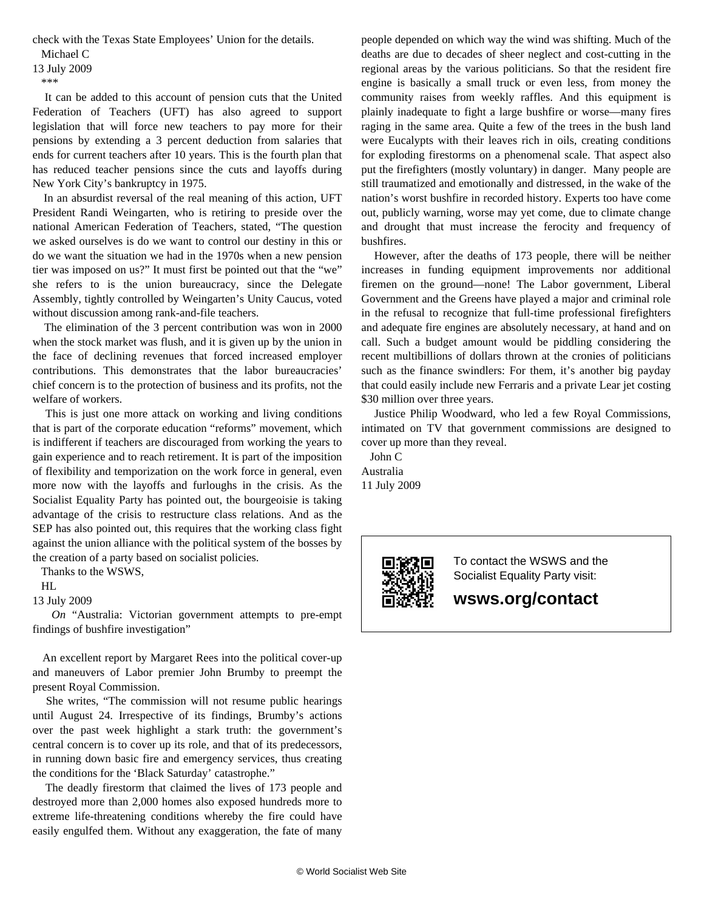check with the Texas State Employees' Union for the details.

Michael C

13 July 2009

\*\*\*

It can be added to this account of pension cuts that the United Federation of Teachers (UFT) has also agreed to support legislation that will force new teachers to pay more for their pensions by extending a 3 percent deduction from salaries that ends for current teachers after 10 years. This is the fourth plan that has reduced teacher pensions since the cuts and layoffs during New York City's bankruptcy in 1975.

In an absurdist reversal of the real meaning of this action, UFT President Randi Weingarten, who is retiring to preside over the national American Federation of Teachers, stated, "The question we asked ourselves is do we want to control our destiny in this or do we want the situation we had in the 1970s when a new pension tier was imposed on us?" It must first be pointed out that the "we" she refers to is the union bureaucracy, since the Delegate Assembly, tightly controlled by Weingarten's Unity Caucus, voted without discussion among rank-and-file teachers.

The elimination of the 3 percent contribution was won in 2000 when the stock market was flush, and it is given up by the union in the face of declining revenues that forced increased employer contributions. This demonstrates that the labor bureaucracies' chief concern is to the protection of business and its profits, not the welfare of workers.

This is just one more attack on working and living conditions that is part of the corporate education "reforms" movement, which is indifferent if teachers are discouraged from working the years to gain experience and to reach retirement. It is part of the imposition of flexibility and temporization on the work force in general, even more now with the layoffs and furloughs in the crisis. As the Socialist Equality Party has pointed out, the bourgeoisie is taking advantage of the crisis to restructure class relations. And as the SEP has also pointed out, this requires that the working class fight against the union alliance with the political system of the bosses by the creation of a party based on socialist policies.

Thanks to the WSWS,

HL

13 July 2009

*On* "Australia: Victorian government attempts to pre-empt findings of bushfire investigation"

An excellent report by Margaret Rees into the political cover-up and maneuvers of Labor premier John Brumby to preempt the present Royal Commission.

She writes, "The commission will not resume public hearings until August 24. Irrespective of its findings, Brumby's actions over the past week highlight a stark truth: the government's central concern is to cover up its role, and that of its predecessors, in running down basic fire and emergency services, thus creating the conditions for the 'Black Saturday' catastrophe."

The deadly firestorm that claimed the lives of 173 people and destroyed more than 2,000 homes also exposed hundreds more to extreme life-threatening conditions whereby the fire could have easily engulfed them. Without any exaggeration, the fate of many people depended on which way the wind was shifting. Much of the deaths are due to decades of sheer neglect and cost-cutting in the regional areas by the various politicians. So that the resident fire engine is basically a small truck or even less, from money the community raises from weekly raffles. And this equipment is plainly inadequate to fight a large bushfire or worse—many fires raging in the same area. Quite a few of the trees in the bush land were Eucalypts with their leaves rich in oils, creating conditions for exploding firestorms on a phenomenal scale. That aspect also put the firefighters (mostly voluntary) in danger. Many people are still traumatized and emotionally and distressed, in the wake of the nation's worst bushfire in recorded history. Experts too have come out, publicly warning, worse may yet come, due to climate change and drought that must increase the ferocity and frequency of bushfires.

However, after the deaths of 173 people, there will be neither increases in funding equipment improvements nor additional firemen on the ground—none! The Labor government, Liberal Government and the Greens have played a major and criminal role in the refusal to recognize that full-time professional firefighters and adequate fire engines are absolutely necessary, at hand and on call. Such a budget amount would be piddling considering the recent multibillions of dollars thrown at the cronies of politicians such as the finance swindlers: For them, it's another big payday that could easily include new Ferraris and a private Lear jet costing $30 million over three years.

Justice Philip Woodward, who led a few Royal Commissions, intimated on TV that government commissions are designed to cover up more than they reveal.

John C

Australia

11 July 2009

To contact the WSWS and the Socialist Equality Party visit:

**wsws.org/contact**